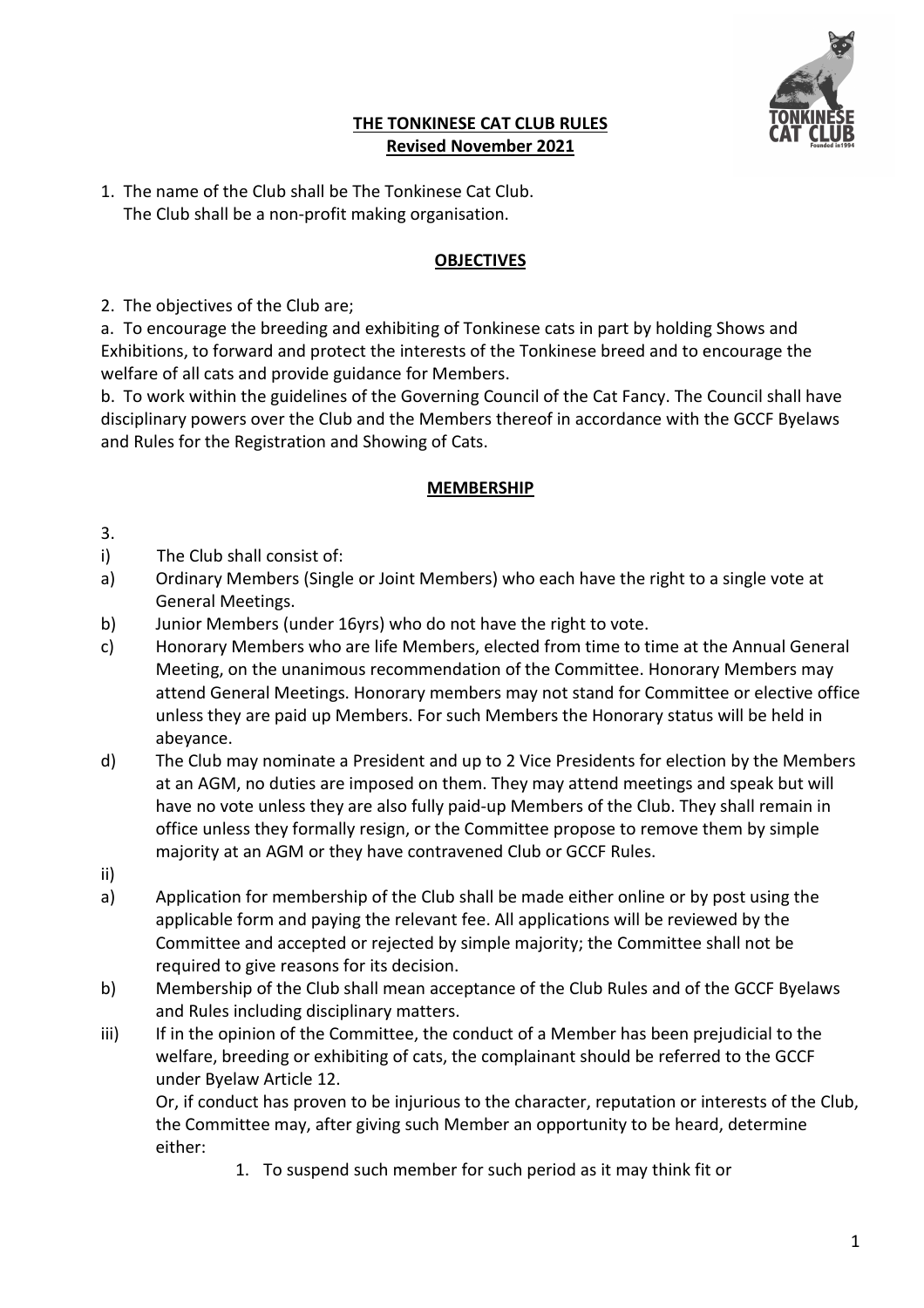# THE TONKINESE CAT CLUB RULES
## Revised November 2021

1. The name of the Club shall be The Tonkinese Cat Club.
   The Club shall be a non-profit making organisation.

## OBJECTIVES

2. The objectives of the Club are;

a. To encourage the breeding and exhibiting of Tonkinese cats in part by holding Shows and Exhibitions, to forward and protect the interests of the Tonkinese breed and to encourage the welfare of all cats and provide guidance for Members.

b. To work within the guidelines of the Governing Council of the Cat Fancy. The Council shall have disciplinary powers over the Club and the Members thereof in accordance with the GCCF Byelaws and Rules for the Registration and Showing of Cats.

## MEMBERSHIP

3.

i) The Club shall consist of:

a) Ordinary Members (Single or Joint Members) who each have the right to a single vote at General Meetings.

b) Junior Members (under 16yrs) who do not have the right to vote.

c) Honorary Members who are life Members, elected from time to time at the Annual General Meeting, on the unanimous recommendation of the Committee. Honorary Members may attend General Meetings. Honorary members may not stand for Committee or elective office unless they are paid up Members. For such Members the Honorary status will be held in abeyance.

d) The Club may nominate a President and up to 2 Vice Presidents for election by the Members at an AGM, no duties are imposed on them. They may attend meetings and speak but will have no vote unless they are also fully paid-up Members of the Club. They shall remain in office unless they formally resign, or the Committee propose to remove them by simple majority at an AGM or they have contravened Club or GCCF Rules.

ii)

a) Application for membership of the Club shall be made either online or by post using the applicable form and paying the relevant fee. All applications will be reviewed by the Committee and accepted or rejected by simple majority; the Committee shall not be required to give reasons for its decision.

b) Membership of the Club shall mean acceptance of the Club Rules and of the GCCF Byelaws and Rules including disciplinary matters.

iii) If in the opinion of the Committee, the conduct of a Member has been prejudicial to the welfare, breeding or exhibiting of cats, the complainant should be referred to the GCCF under Byelaw Article 12.

Or, if conduct has proven to be injurious to the character, reputation or interests of the Club, the Committee may, after giving such Member an opportunity to be heard, determine either:

1. To suspend such member for such period as it may think fit or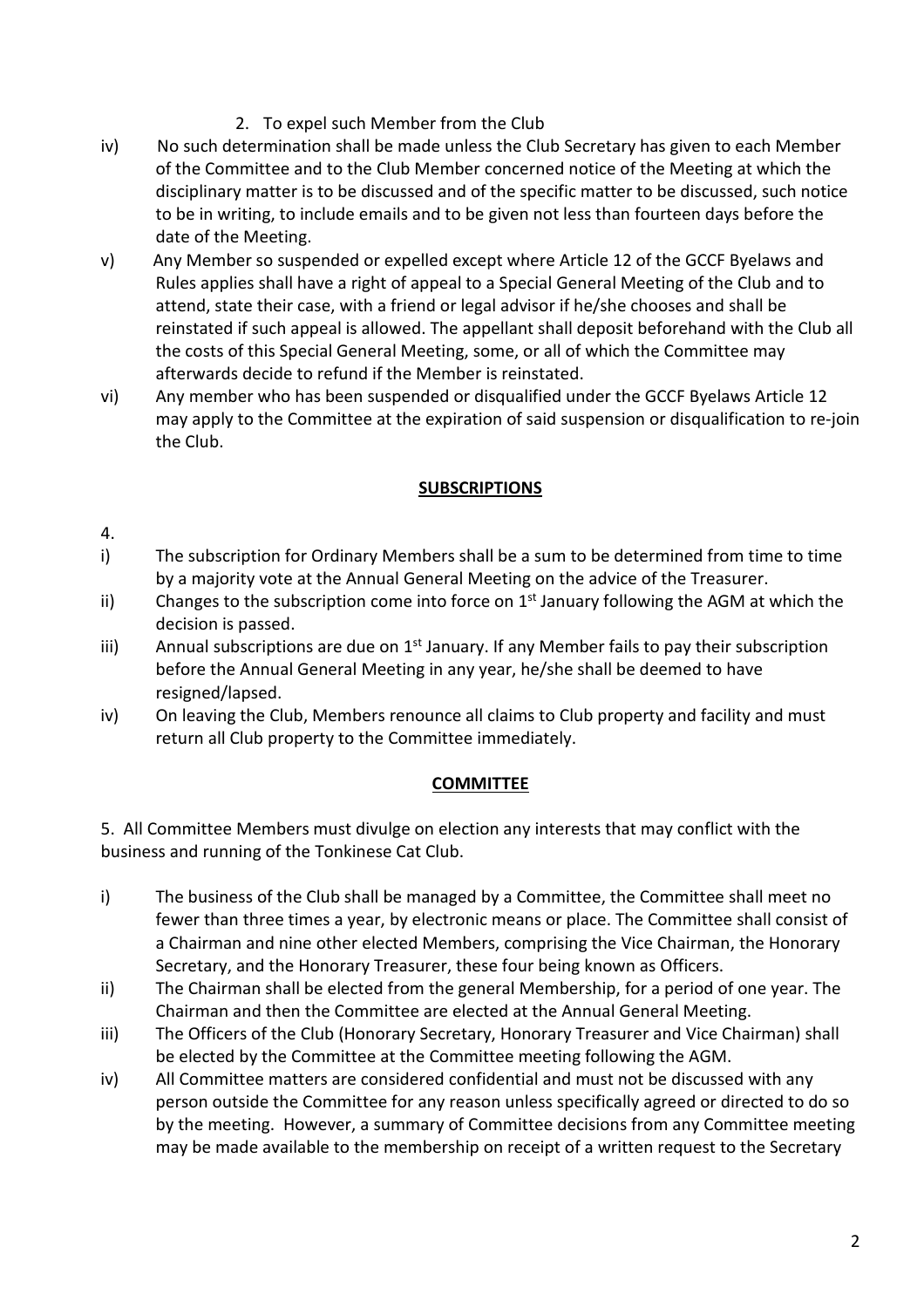2. To expel such Member from the Club

iv) No such determination shall be made unless the Club Secretary has given to each Member of the Committee and to the Club Member concerned notice of the Meeting at which the disciplinary matter is to be discussed and of the specific matter to be discussed, such notice to be in writing, to include emails and to be given not less than fourteen days before the date of the Meeting.

v) Any Member so suspended or expelled except where Article 12 of the GCCF Byelaws and Rules applies shall have a right of appeal to a Special General Meeting of the Club and to attend, state their case, with a friend or legal advisor if he/she chooses and shall be reinstated if such appeal is allowed. The appellant shall deposit beforehand with the Club all the costs of this Special General Meeting, some, or all of which the Committee may afterwards decide to refund if the Member is reinstated.

vi) Any member who has been suspended or disqualified under the GCCF Byelaws Article 12 may apply to the Committee at the expiration of said suspension or disqualification to re-join the Club.

## SUBSCRIPTIONS

4.

i) The subscription for Ordinary Members shall be a sum to be determined from time to time by a majority vote at the Annual General Meeting on the advice of the Treasurer.

ii) Changes to the subscription come into force on 1st January following the AGM at which the decision is passed.

iii) Annual subscriptions are due on 1st January. If any Member fails to pay their subscription before the Annual General Meeting in any year, he/she shall be deemed to have resigned/lapsed.

iv) On leaving the Club, Members renounce all claims to Club property and facility and must return all Club property to the Committee immediately.

## COMMITTEE

5. All Committee Members must divulge on election any interests that may conflict with the business and running of the Tonkinese Cat Club.

i) The business of the Club shall be managed by a Committee, the Committee shall meet no fewer than three times a year, by electronic means or place. The Committee shall consist of a Chairman and nine other elected Members, comprising the Vice Chairman, the Honorary Secretary, and the Honorary Treasurer, these four being known as Officers.

ii) The Chairman shall be elected from the general Membership, for a period of one year. The Chairman and then the Committee are elected at the Annual General Meeting.

iii) The Officers of the Club (Honorary Secretary, Honorary Treasurer and Vice Chairman) shall be elected by the Committee at the Committee meeting following the AGM.

iv) All Committee matters are considered confidential and must not be discussed with any person outside the Committee for any reason unless specifically agreed or directed to do so by the meeting. However, a summary of Committee decisions from any Committee meeting may be made available to the membership on receipt of a written request to the Secretary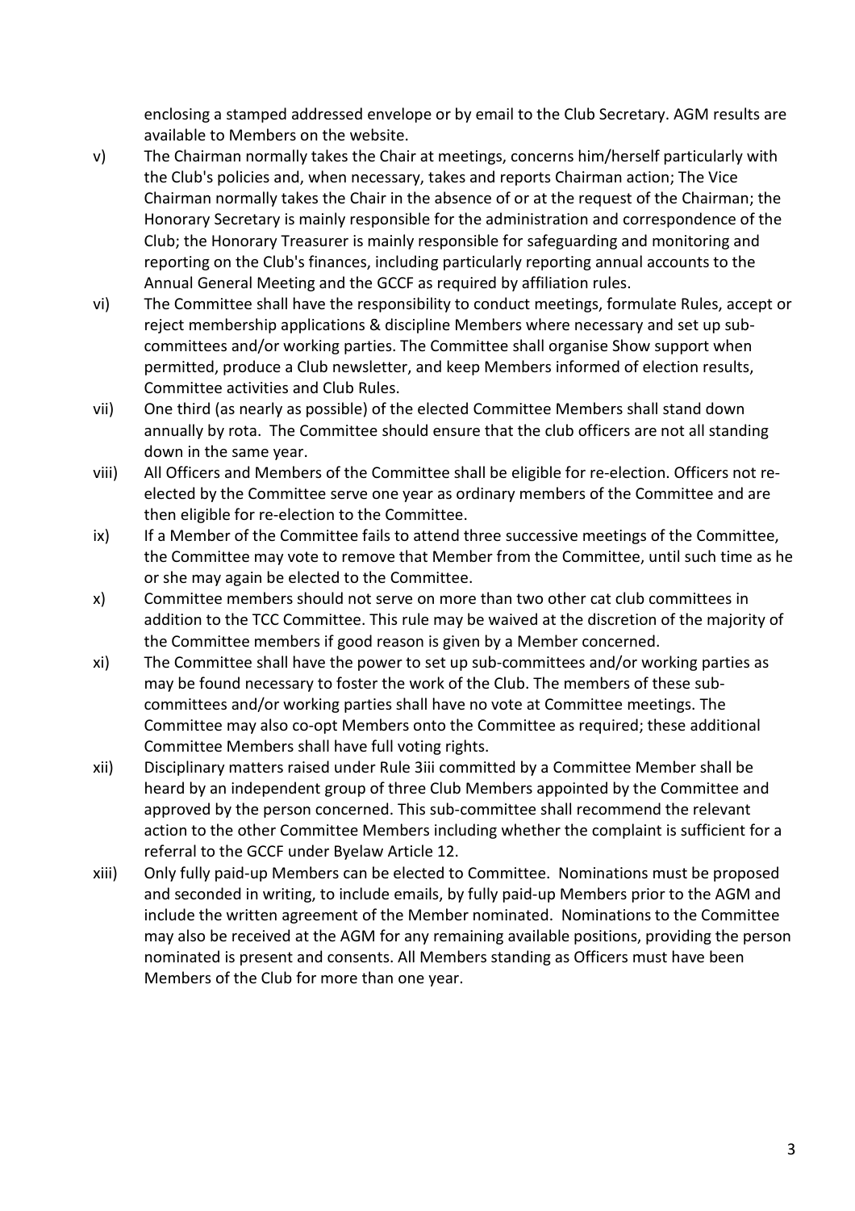enclosing a stamped addressed envelope or by email to the Club Secretary. AGM results are available to Members on the website.

v) The Chairman normally takes the Chair at meetings, concerns him/herself particularly with the Club's policies and, when necessary, takes and reports Chairman action; The Vice Chairman normally takes the Chair in the absence of or at the request of the Chairman; the Honorary Secretary is mainly responsible for the administration and correspondence of the Club; the Honorary Treasurer is mainly responsible for safeguarding and monitoring and reporting on the Club's finances, including particularly reporting annual accounts to the Annual General Meeting and the GCCF as required by affiliation rules.

vi) The Committee shall have the responsibility to conduct meetings, formulate Rules, accept or reject membership applications & discipline Members where necessary and set up sub-committees and/or working parties. The Committee shall organise Show support when permitted, produce a Club newsletter, and keep Members informed of election results, Committee activities and Club Rules.

vii) One third (as nearly as possible) of the elected Committee Members shall stand down annually by rota. The Committee should ensure that the club officers are not all standing down in the same year.

viii) All Officers and Members of the Committee shall be eligible for re-election. Officers not re-elected by the Committee serve one year as ordinary members of the Committee and are then eligible for re-election to the Committee.

ix) If a Member of the Committee fails to attend three successive meetings of the Committee, the Committee may vote to remove that Member from the Committee, until such time as he or she may again be elected to the Committee.

x) Committee members should not serve on more than two other cat club committees in addition to the TCC Committee. This rule may be waived at the discretion of the majority of the Committee members if good reason is given by a Member concerned.

xi) The Committee shall have the power to set up sub-committees and/or working parties as may be found necessary to foster the work of the Club. The members of these sub-committees and/or working parties shall have no vote at Committee meetings. The Committee may also co-opt Members onto the Committee as required; these additional Committee Members shall have full voting rights.

xii) Disciplinary matters raised under Rule 3iii committed by a Committee Member shall be heard by an independent group of three Club Members appointed by the Committee and approved by the person concerned. This sub-committee shall recommend the relevant action to the other Committee Members including whether the complaint is sufficient for a referral to the GCCF under Byelaw Article 12.

xiii) Only fully paid-up Members can be elected to Committee. Nominations must be proposed and seconded in writing, to include emails, by fully paid-up Members prior to the AGM and include the written agreement of the Member nominated. Nominations to the Committee may also be received at the AGM for any remaining available positions, providing the person nominated is present and consents. All Members standing as Officers must have been Members of the Club for more than one year.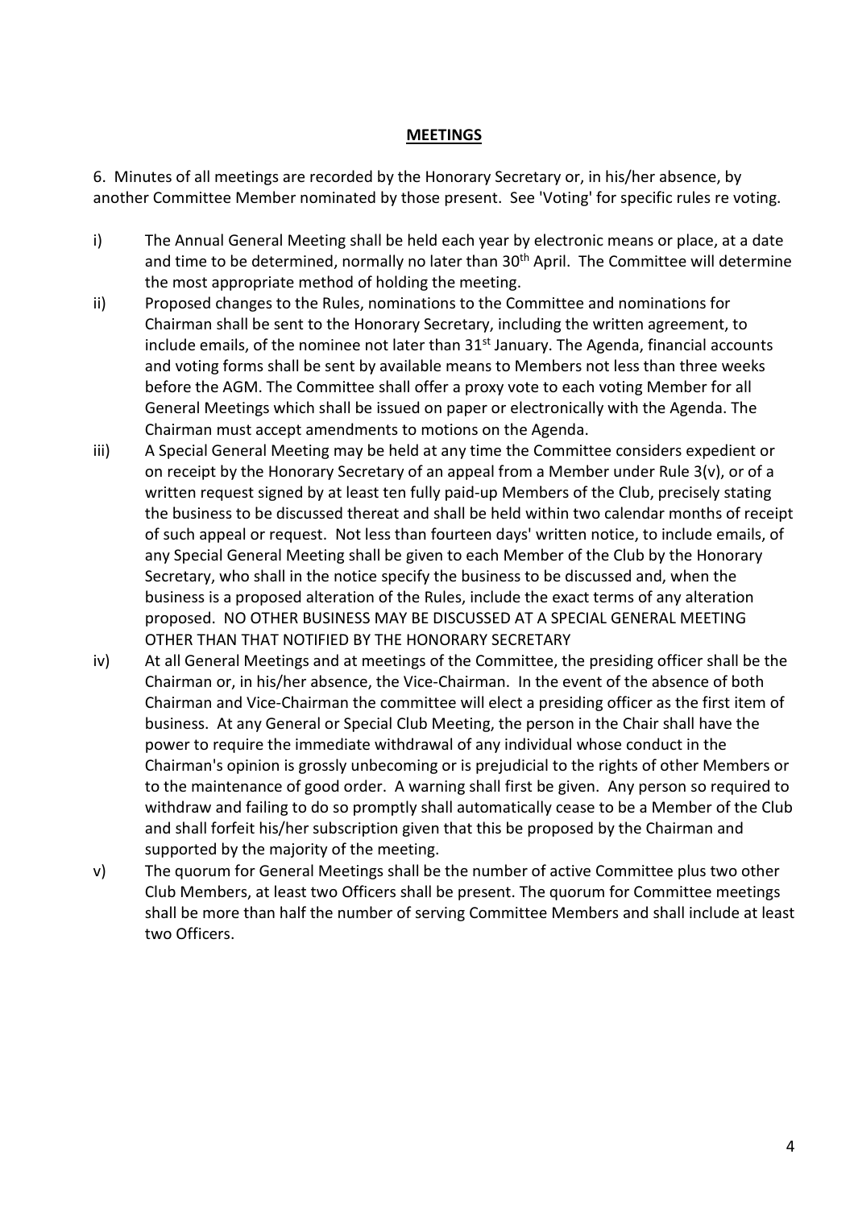## **MEETINGS**

6. Minutes of all meetings are recorded by the Honorary Secretary or, in his/her absence, by another Committee Member nominated by those present. See 'Voting' for specific rules re voting.

i) The Annual General Meeting shall be held each year by electronic means or place, at a date and time to be determined, normally no later than 30th April. The Committee will determine the most appropriate method of holding the meeting.

ii) Proposed changes to the Rules, nominations to the Committee and nominations for Chairman shall be sent to the Honorary Secretary, including the written agreement, to include emails, of the nominee not later than 31st January. The Agenda, financial accounts and voting forms shall be sent by available means to Members not less than three weeks before the AGM. The Committee shall offer a proxy vote to each voting Member for all General Meetings which shall be issued on paper or electronically with the Agenda. The Chairman must accept amendments to motions on the Agenda.

iii) A Special General Meeting may be held at any time the Committee considers expedient or on receipt by the Honorary Secretary of an appeal from a Member under Rule 3(v), or of a written request signed by at least ten fully paid-up Members of the Club, precisely stating the business to be discussed thereat and shall be held within two calendar months of receipt of such appeal or request. Not less than fourteen days' written notice, to include emails, of any Special General Meeting shall be given to each Member of the Club by the Honorary Secretary, who shall in the notice specify the business to be discussed and, when the business is a proposed alteration of the Rules, include the exact terms of any alteration proposed. NO OTHER BUSINESS MAY BE DISCUSSED AT A SPECIAL GENERAL MEETING OTHER THAN THAT NOTIFIED BY THE HONORARY SECRETARY

iv) At all General Meetings and at meetings of the Committee, the presiding officer shall be the Chairman or, in his/her absence, the Vice-Chairman. In the event of the absence of both Chairman and Vice-Chairman the committee will elect a presiding officer as the first item of business. At any General or Special Club Meeting, the person in the Chair shall have the power to require the immediate withdrawal of any individual whose conduct in the Chairman's opinion is grossly unbecoming or is prejudicial to the rights of other Members or to the maintenance of good order. A warning shall first be given. Any person so required to withdraw and failing to do so promptly shall automatically cease to be a Member of the Club and shall forfeit his/her subscription given that this be proposed by the Chairman and supported by the majority of the meeting.

v) The quorum for General Meetings shall be the number of active Committee plus two other Club Members, at least two Officers shall be present. The quorum for Committee meetings shall be more than half the number of serving Committee Members and shall include at least two Officers.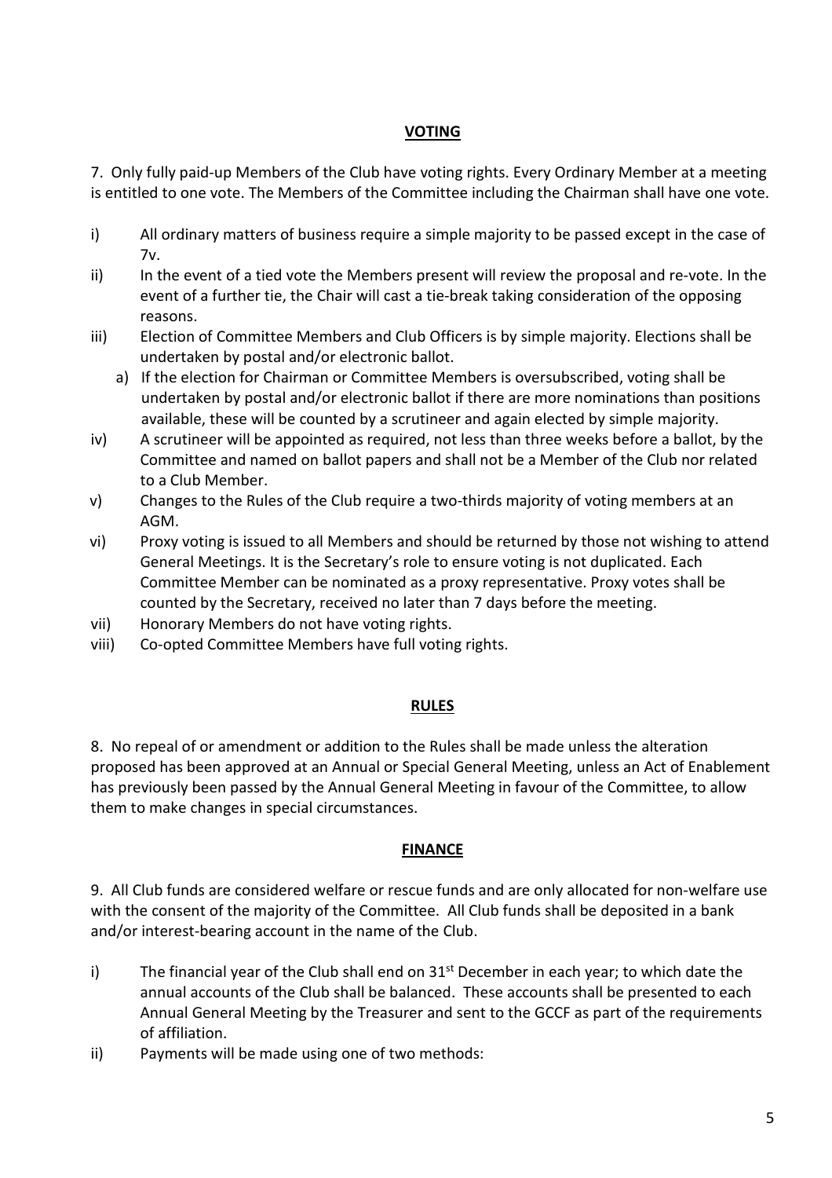## VOTING

7. Only fully paid-up Members of the Club have voting rights. Every Ordinary Member at a meeting is entitled to one vote. The Members of the Committee including the Chairman shall have one vote.

i) All ordinary matters of business require a simple majority to be passed except in the case of 7v.

ii) In the event of a tied vote the Members present will review the proposal and re-vote. In the event of a further tie, the Chair will cast a tie-break taking consideration of the opposing reasons.

iii) Election of Committee Members and Club Officers is by simple majority. Elections shall be undertaken by postal and/or electronic ballot.

   a) If the election for Chairman or Committee Members is oversubscribed, voting shall be undertaken by postal and/or electronic ballot if there are more nominations than positions available, these will be counted by a scrutineer and again elected by simple majority.

iv) A scrutineer will be appointed as required, not less than three weeks before a ballot, by the Committee and named on ballot papers and shall not be a Member of the Club nor related to a Club Member.

v) Changes to the Rules of the Club require a two-thirds majority of voting members at an AGM.

vi) Proxy voting is issued to all Members and should be returned by those not wishing to attend General Meetings. It is the Secretary's role to ensure voting is not duplicated. Each Committee Member can be nominated as a proxy representative. Proxy votes shall be counted by the Secretary, received no later than 7 days before the meeting.

vii) Honorary Members do not have voting rights.

viii) Co-opted Committee Members have full voting rights.

## RULES

8. No repeal of or amendment or addition to the Rules shall be made unless the alteration proposed has been approved at an Annual or Special General Meeting, unless an Act of Enablement has previously been passed by the Annual General Meeting in favour of the Committee, to allow them to make changes in special circumstances.

## FINANCE

9. All Club funds are considered welfare or rescue funds and are only allocated for non-welfare use with the consent of the majority of the Committee. All Club funds shall be deposited in a bank and/or interest-bearing account in the name of the Club.

i) The financial year of the Club shall end on 31st December in each year; to which date the annual accounts of the Club shall be balanced. These accounts shall be presented to each Annual General Meeting by the Treasurer and sent to the GCCF as part of the requirements of affiliation.

ii) Payments will be made using one of two methods: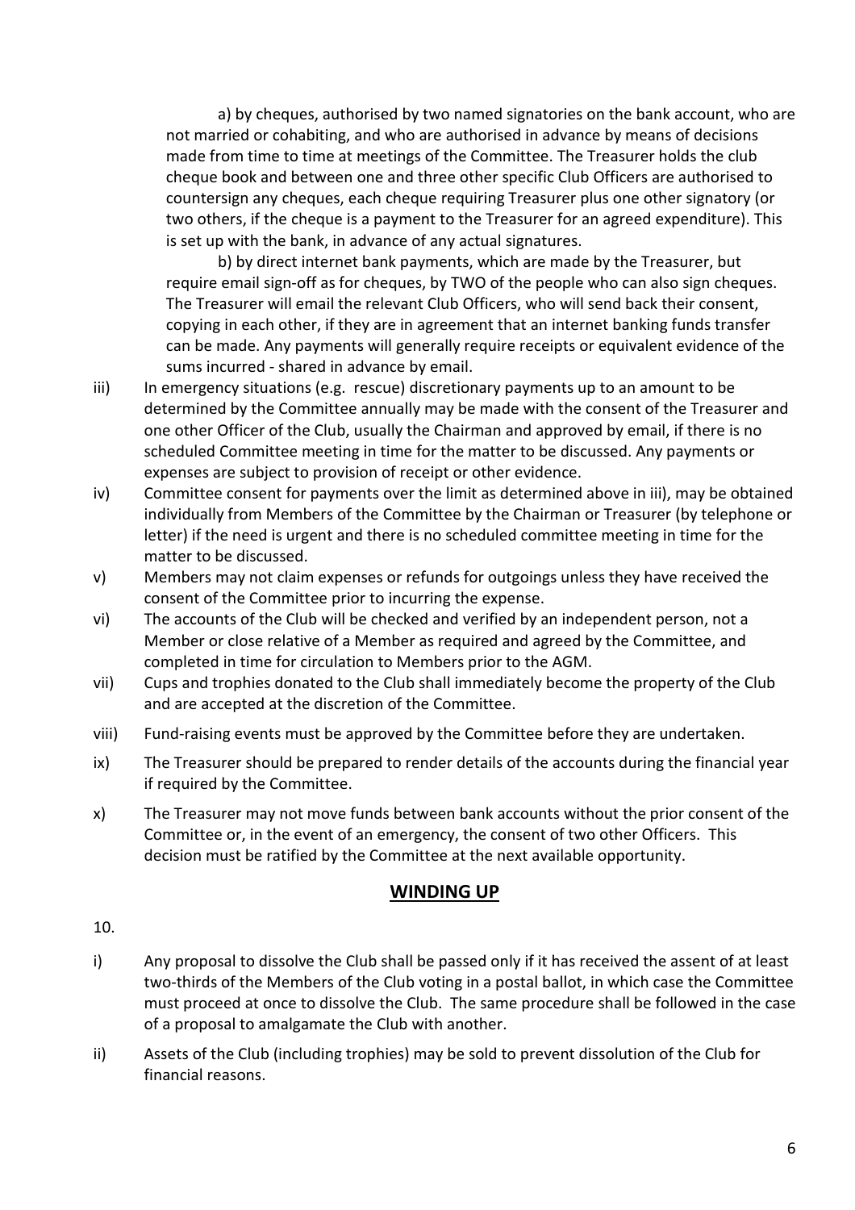a) by cheques, authorised by two named signatories on the bank account, who are not married or cohabiting, and who are authorised in advance by means of decisions made from time to time at meetings of the Committee. The Treasurer holds the club cheque book and between one and three other specific Club Officers are authorised to countersign any cheques, each cheque requiring Treasurer plus one other signatory (or two others, if the cheque is a payment to the Treasurer for an agreed expenditure). This is set up with the bank, in advance of any actual signatures.

b) by direct internet bank payments, which are made by the Treasurer, but require email sign-off as for cheques, by TWO of the people who can also sign cheques. The Treasurer will email the relevant Club Officers, who will send back their consent, copying in each other, if they are in agreement that an internet banking funds transfer can be made. Any payments will generally require receipts or equivalent evidence of the sums incurred - shared in advance by email.

iii) In emergency situations (e.g. rescue) discretionary payments up to an amount to be determined by the Committee annually may be made with the consent of the Treasurer and one other Officer of the Club, usually the Chairman and approved by email, if there is no scheduled Committee meeting in time for the matter to be discussed. Any payments or expenses are subject to provision of receipt or other evidence.

iv) Committee consent for payments over the limit as determined above in iii), may be obtained individually from Members of the Committee by the Chairman or Treasurer (by telephone or letter) if the need is urgent and there is no scheduled committee meeting in time for the matter to be discussed.

v) Members may not claim expenses or refunds for outgoings unless they have received the consent of the Committee prior to incurring the expense.

vi) The accounts of the Club will be checked and verified by an independent person, not a Member or close relative of a Member as required and agreed by the Committee, and completed in time for circulation to Members prior to the AGM.

vii) Cups and trophies donated to the Club shall immediately become the property of the Club and are accepted at the discretion of the Committee.

viii) Fund-raising events must be approved by the Committee before they are undertaken.

ix) The Treasurer should be prepared to render details of the accounts during the financial year if required by the Committee.

x) The Treasurer may not move funds between bank accounts without the prior consent of the Committee or, in the event of an emergency, the consent of two other Officers. This decision must be ratified by the Committee at the next available opportunity.

## WINDING UP

10.

i) Any proposal to dissolve the Club shall be passed only if it has received the assent of at least two-thirds of the Members of the Club voting in a postal ballot, in which case the Committee must proceed at once to dissolve the Club. The same procedure shall be followed in the case of a proposal to amalgamate the Club with another.

ii) Assets of the Club (including trophies) may be sold to prevent dissolution of the Club for financial reasons.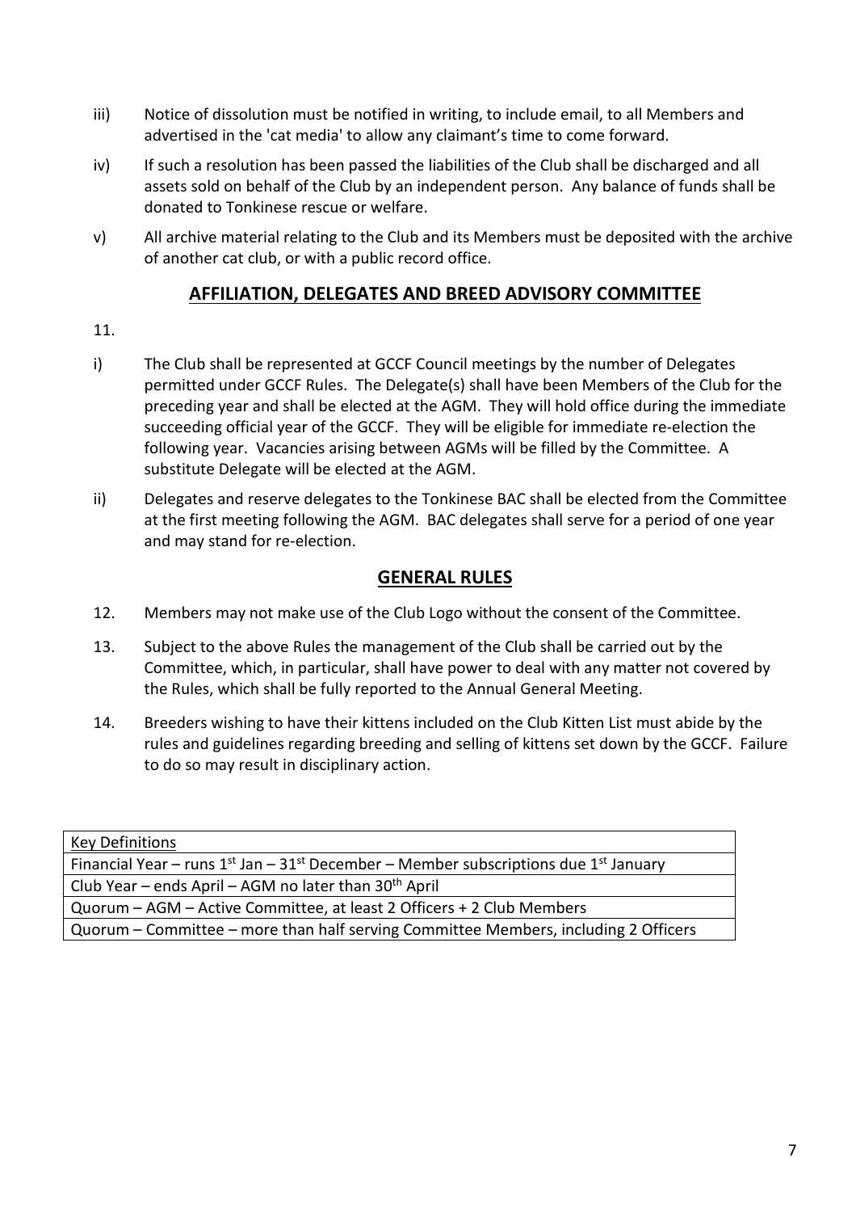iii) Notice of dissolution must be notified in writing, to include email, to all Members and advertised in the 'cat media' to allow any claimant's time to come forward.

iv) If such a resolution has been passed the liabilities of the Club shall be discharged and all assets sold on behalf of the Club by an independent person. Any balance of funds shall be donated to Tonkinese rescue or welfare.

v) All archive material relating to the Club and its Members must be deposited with the archive of another cat club, or with a public record office.

## AFFILIATION, DELEGATES AND BREED ADVISORY COMMITTEE

11.

i) The Club shall be represented at GCCF Council meetings by the number of Delegates permitted under GCCF Rules. The Delegate(s) shall have been Members of the Club for the preceding year and shall be elected at the AGM. They will hold office during the immediate succeeding official year of the GCCF. They will be eligible for immediate re-election the following year. Vacancies arising between AGMs will be filled by the Committee. A substitute Delegate will be elected at the AGM.

ii) Delegates and reserve delegates to the Tonkinese BAC shall be elected from the Committee at the first meeting following the AGM. BAC delegates shall serve for a period of one year and may stand for re-election.

## GENERAL RULES

12. Members may not make use of the Club Logo without the consent of the Committee.

13. Subject to the above Rules the management of the Club shall be carried out by the Committee, which, in particular, shall have power to deal with any matter not covered by the Rules, which shall be fully reported to the Annual General Meeting.

14. Breeders wishing to have their kittens included on the Club Kitten List must abide by the rules and guidelines regarding breeding and selling of kittens set down by the GCCF. Failure to do so may result in disciplinary action.

| Key Definitions |
| --- |
| Financial Year – runs 1st Jan – 31st December – Member subscriptions due 1st January |
| Club Year – ends April – AGM no later than 30th April |
| Quorum – AGM – Active Committee, at least 2 Officers + 2 Club Members |
| Quorum – Committee – more than half serving Committee Members, including 2 Officers |